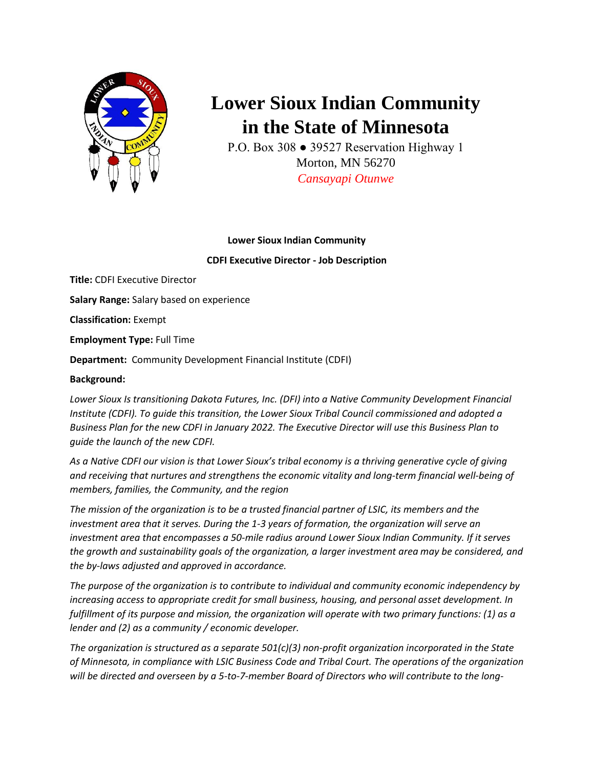# Lower Sioux Indian Community in the State of Minnesota

P.O. Box 308 ● 39527 Reservation Highway 1
Morton, MN 56270
*Cansayapi Otunwe*

**Lower Sioux Indian Community**

**CDFI Executive Director - Job Description**

**Title:** CDFI Executive Director

**Salary Range:** Salary based on experience

**Classification:** Exempt

**Employment Type:** Full Time

**Department:** Community Development Financial Institute (CDFI)

**Background:**

*Lower Sioux Is transitioning Dakota Futures, Inc. (DFI) into a Native Community Development Financial Institute (CDFI). To guide this transition, the Lower Sioux Tribal Council commissioned and adopted a Business Plan for the new CDFI in January 2022. The Executive Director will use this Business Plan to guide the launch of the new CDFI.*

*As a Native CDFI our vision is that Lower Sioux's tribal economy is a thriving generative cycle of giving and receiving that nurtures and strengthens the economic vitality and long-term financial well-being of members, families, the Community, and the region*

*The mission of the organization is to be a trusted financial partner of LSIC, its members and the investment area that it serves. During the 1-3 years of formation, the organization will serve an investment area that encompasses a 50-mile radius around Lower Sioux Indian Community. If it serves the growth and sustainability goals of the organization, a larger investment area may be considered, and the by-laws adjusted and approved in accordance.*

*The purpose of the organization is to contribute to individual and community economic independency by increasing access to appropriate credit for small business, housing, and personal asset development. In fulfillment of its purpose and mission, the organization will operate with two primary functions: (1) as a lender and (2) as a community / economic developer.*

*The organization is structured as a separate 501(c)(3) non-profit organization incorporated in the State of Minnesota, in compliance with LSIC Business Code and Tribal Court. The operations of the organization will be directed and overseen by a 5-to-7-member Board of Directors who will contribute to the long-*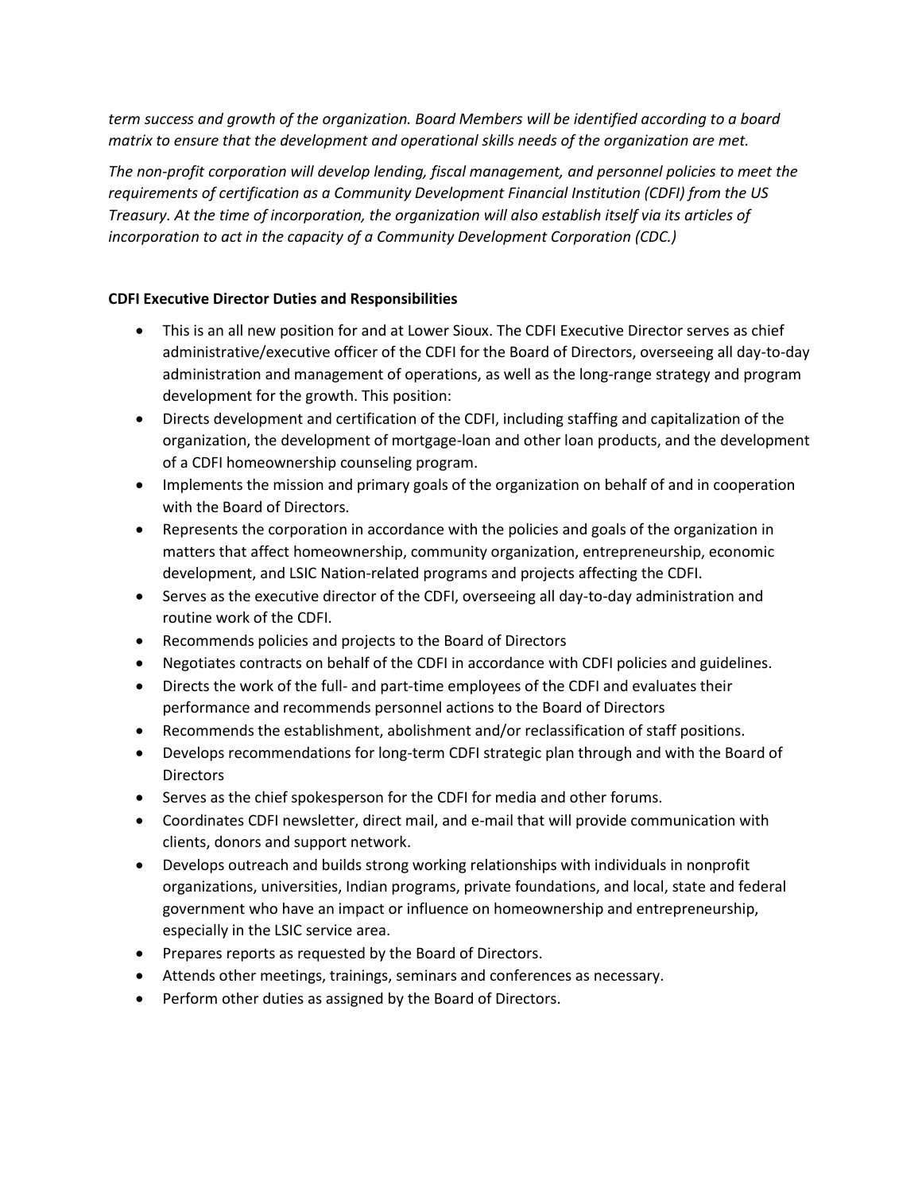*term success and growth of the organization. Board Members will be identified according to a board matrix to ensure that the development and operational skills needs of the organization are met.*

*The non-profit corporation will develop lending, fiscal management, and personnel policies to meet the requirements of certification as a Community Development Financial Institution (CDFI) from the US Treasury. At the time of incorporation, the organization will also establish itself via its articles of incorporation to act in the capacity of a Community Development Corporation (CDC.)*

**CDFI Executive Director Duties and Responsibilities**

- This is an all new position for and at Lower Sioux. The CDFI Executive Director serves as chief administrative/executive officer of the CDFI for the Board of Directors, overseeing all day-to-day administration and management of operations, as well as the long-range strategy and program development for the growth. This position:
- Directs development and certification of the CDFI, including staffing and capitalization of the organization, the development of mortgage-loan and other loan products, and the development of a CDFI homeownership counseling program.
- Implements the mission and primary goals of the organization on behalf of and in cooperation with the Board of Directors.
- Represents the corporation in accordance with the policies and goals of the organization in matters that affect homeownership, community organization, entrepreneurship, economic development, and LSIC Nation-related programs and projects affecting the CDFI.
- Serves as the executive director of the CDFI, overseeing all day-to-day administration and routine work of the CDFI.
- Recommends policies and projects to the Board of Directors
- Negotiates contracts on behalf of the CDFI in accordance with CDFI policies and guidelines.
- Directs the work of the full- and part-time employees of the CDFI and evaluates their performance and recommends personnel actions to the Board of Directors
- Recommends the establishment, abolishment and/or reclassification of staff positions.
- Develops recommendations for long-term CDFI strategic plan through and with the Board of Directors
- Serves as the chief spokesperson for the CDFI for media and other forums.
- Coordinates CDFI newsletter, direct mail, and e-mail that will provide communication with clients, donors and support network.
- Develops outreach and builds strong working relationships with individuals in nonprofit organizations, universities, Indian programs, private foundations, and local, state and federal government who have an impact or influence on homeownership and entrepreneurship, especially in the LSIC service area.
- Prepares reports as requested by the Board of Directors.
- Attends other meetings, trainings, seminars and conferences as necessary.
- Perform other duties as assigned by the Board of Directors.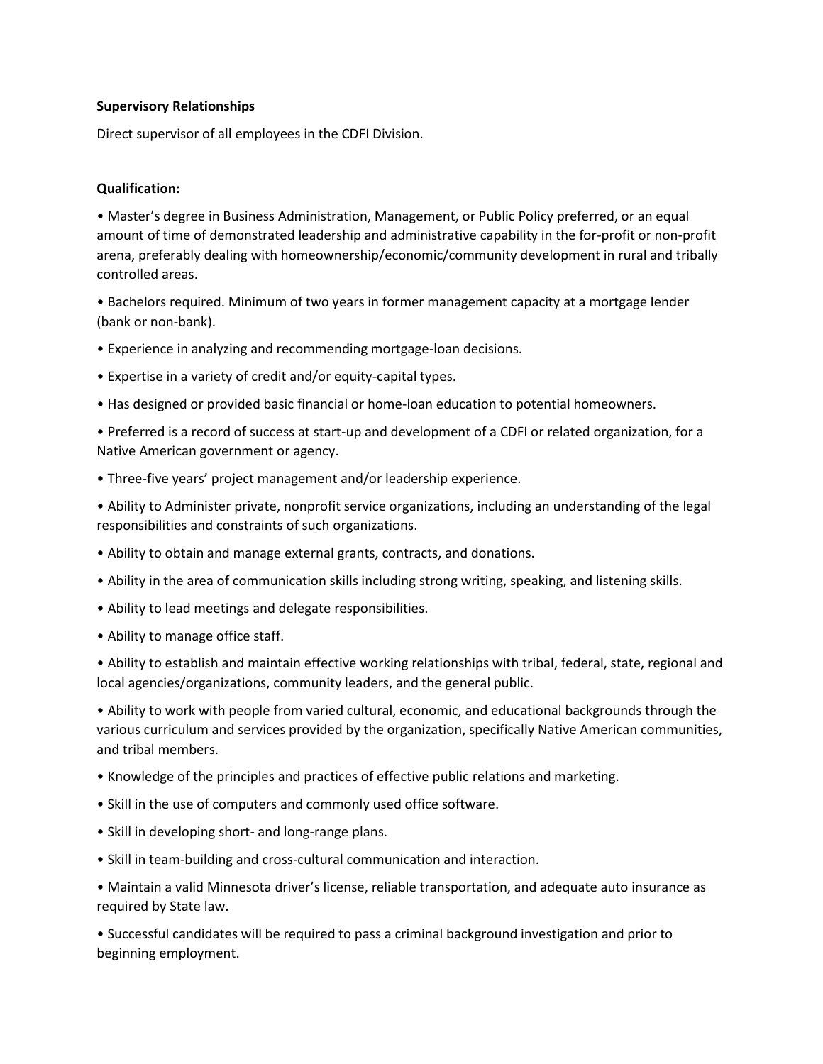**Supervisory Relationships**

Direct supervisor of all employees in the CDFI Division.

**Qualification:**

- Master's degree in Business Administration, Management, or Public Policy preferred, or an equal amount of time of demonstrated leadership and administrative capability in the for-profit or non-profit arena, preferably dealing with homeownership/economic/community development in rural and tribally controlled areas.
- Bachelors required. Minimum of two years in former management capacity at a mortgage lender (bank or non-bank).
- Experience in analyzing and recommending mortgage-loan decisions.
- Expertise in a variety of credit and/or equity-capital types.
- Has designed or provided basic financial or home-loan education to potential homeowners.
- Preferred is a record of success at start-up and development of a CDFI or related organization, for a Native American government or agency.
- Three-five years' project management and/or leadership experience.
- Ability to Administer private, nonprofit service organizations, including an understanding of the legal responsibilities and constraints of such organizations.
- Ability to obtain and manage external grants, contracts, and donations.
- Ability in the area of communication skills including strong writing, speaking, and listening skills.
- Ability to lead meetings and delegate responsibilities.
- Ability to manage office staff.
- Ability to establish and maintain effective working relationships with tribal, federal, state, regional and local agencies/organizations, community leaders, and the general public.
- Ability to work with people from varied cultural, economic, and educational backgrounds through the various curriculum and services provided by the organization, specifically Native American communities, and tribal members.
- Knowledge of the principles and practices of effective public relations and marketing.
- Skill in the use of computers and commonly used office software.
- Skill in developing short- and long-range plans.
- Skill in team-building and cross-cultural communication and interaction.
- Maintain a valid Minnesota driver's license, reliable transportation, and adequate auto insurance as required by State law.
- Successful candidates will be required to pass a criminal background investigation and prior to beginning employment.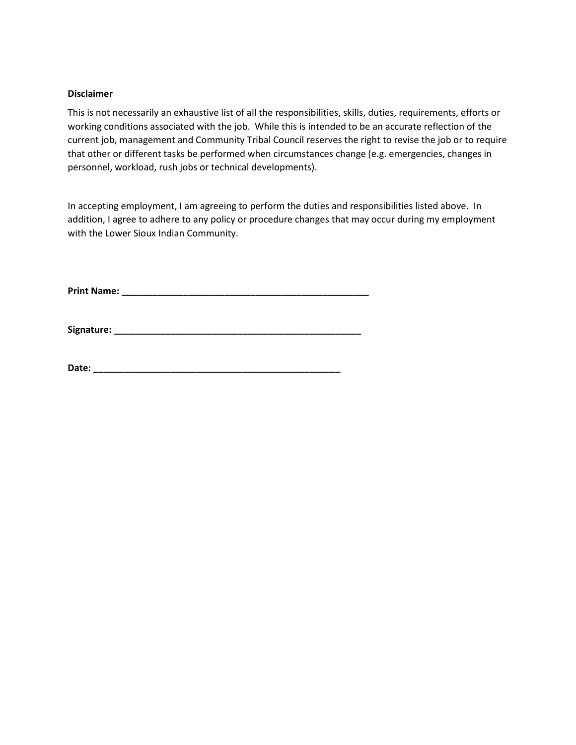**Disclaimer**

This is not necessarily an exhaustive list of all the responsibilities, skills, duties, requirements, efforts or working conditions associated with the job. While this is intended to be an accurate reflection of the current job, management and Community Tribal Council reserves the right to revise the job or to require that other or different tasks be performed when circumstances change (e.g. emergencies, changes in personnel, workload, rush jobs or technical developments).

In accepting employment, I am agreeing to perform the duties and responsibilities listed above. In addition, I agree to adhere to any policy or procedure changes that may occur during my employment with the Lower Sioux Indian Community.

**Print Name: ________________________________________________**

**Signature: ________________________________________________**

**Date: ________________________________________________**